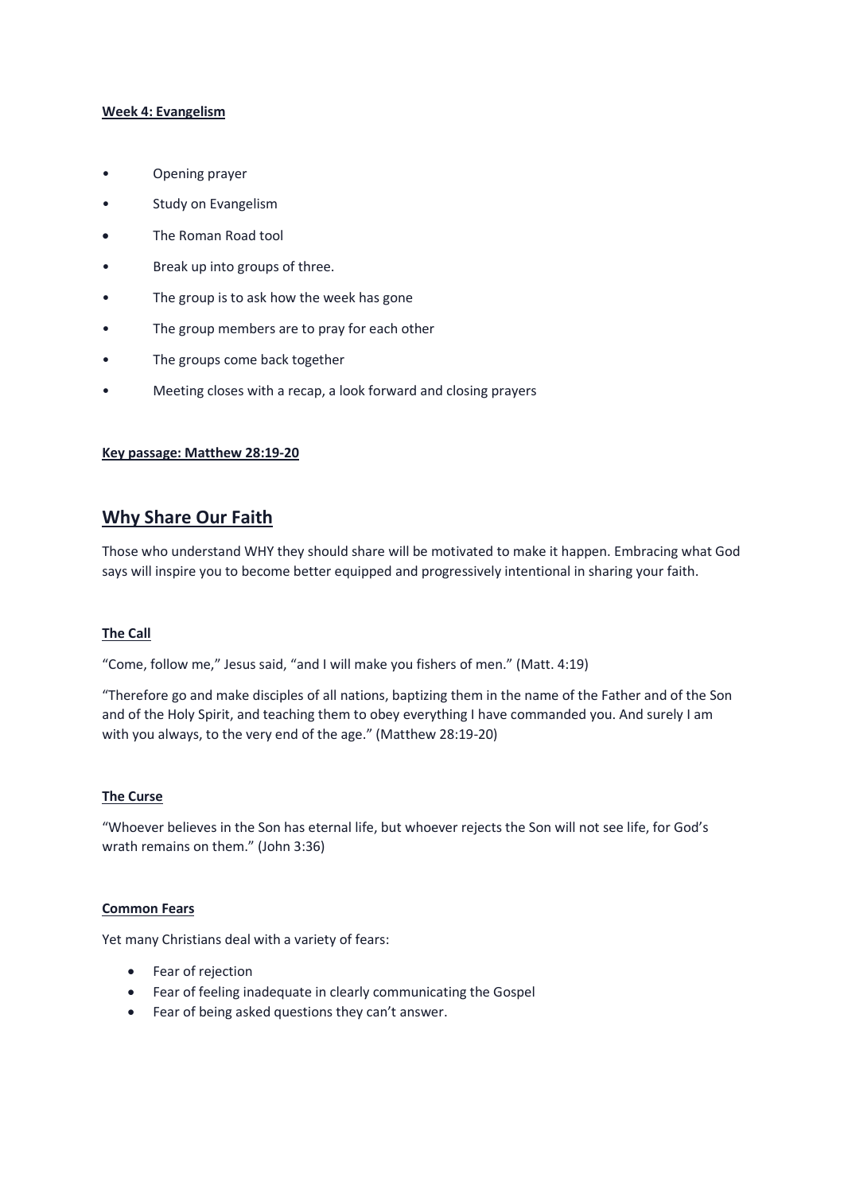**Week 4: Evangelism**

- Opening prayer
- Study on Evangelism
- The Roman Road tool
- Break up into groups of three.
- The group is to ask how the week has gone
- The group members are to pray for each other
- The groups come back together
- Meeting closes with a recap, a look forward and closing prayers

**Key passage: Matthew 28:19-20**

## Why Share Our Faith

Those who understand WHY they should share will be motivated to make it happen. Embracing what God says will inspire you to become better equipped and progressively intentional in sharing your faith.

**The Call**

"Come, follow me," Jesus said, "and I will make you fishers of men." (Matt. 4:19)

"Therefore go and make disciples of all nations, baptizing them in the name of the Father and of the Son and of the Holy Spirit, and teaching them to obey everything I have commanded you. And surely I am with you always, to the very end of the age." (Matthew 28:19-20)

**The Curse**

"Whoever believes in the Son has eternal life, but whoever rejects the Son will not see life, for God's wrath remains on them." (John 3:36)

**Common Fears**

Yet many Christians deal with a variety of fears:

- Fear of rejection
- Fear of feeling inadequate in clearly communicating the Gospel
- Fear of being asked questions they can't answer.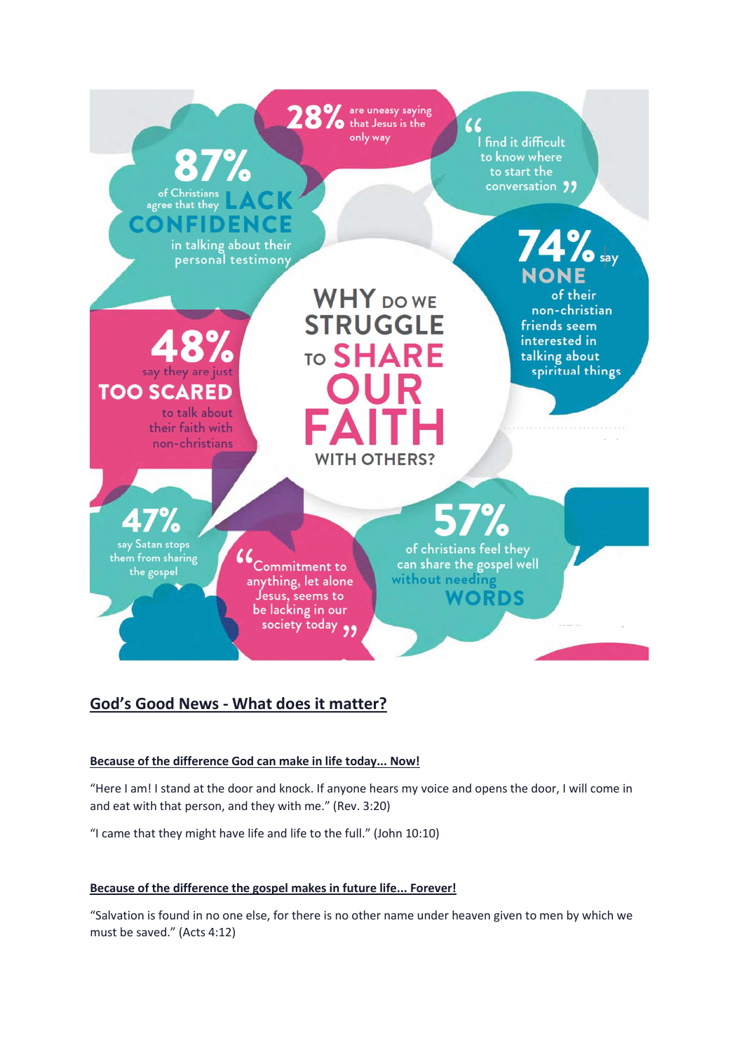# WHY DO WE STRUGGLE TO SHARE OUR FAITH WITH OTHERS?

**87%** of Christians agree that they **LACK CONFIDENCE** in talking about their personal testimony

**28%** are uneasy saying that Jesus is the only way

"I find it difficult to know where to start the conversation"

**74%** say **NONE** of their non-christian friends seem interested in talking about spiritual things

**48%** say they are just **TOO SCARED** to talk about their faith with non-christians

**47%** say Satan stops them from sharing the gospel

"Commitment to anything, let alone Jesus, seems to be lacking in our society today"

**57%** of christians feel they can share the gospel well without needing **WORDS**

## God's Good News - What does it matter?

### Because of the difference God can make in life today... Now!

"Here I am! I stand at the door and knock. If anyone hears my voice and opens the door, I will come in and eat with that person, and they with me." (Rev. 3:20)

"I came that they might have life and life to the full." (John 10:10)

### Because of the difference the gospel makes in future life... Forever!

"Salvation is found in no one else, for there is no other name under heaven given to men by which we must be saved." (Acts 4:12)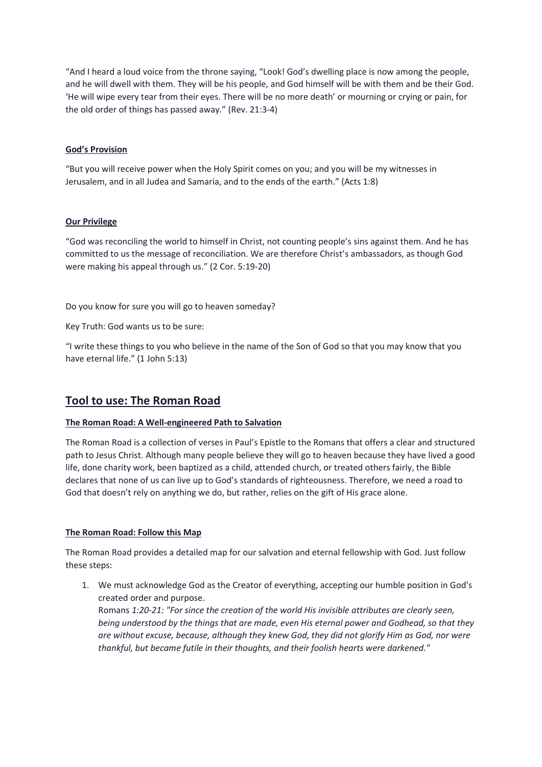“And I heard a loud voice from the throne saying, “Look! God’s dwelling place is now among the people, and he will dwell with them. They will be his people, and God himself will be with them and be their God. ‘He will wipe every tear from their eyes. There will be no more death’ or mourning or crying or pain, for the old order of things has passed away.” (Rev. 21:3-4)

**God’s Provision**

“But you will receive power when the Holy Spirit comes on you; and you will be my witnesses in Jerusalem, and in all Judea and Samaria, and to the ends of the earth.” (Acts 1:8)

**Our Privilege**

“God was reconciling the world to himself in Christ, not counting people’s sins against them. And he has committed to us the message of reconciliation. We are therefore Christ’s ambassadors, as though God were making his appeal through us.” (2 Cor. 5:19-20)

Do you know for sure you will go to heaven someday?

Key Truth: God wants us to be sure:

“I write these things to you who believe in the name of the Son of God so that you may know that you have eternal life.” (1 John 5:13)

## Tool to use: The Roman Road

**The Roman Road: A Well-engineered Path to Salvation**

The Roman Road is a collection of verses in Paul’s Epistle to the Romans that offers a clear and structured path to Jesus Christ. Although many people believe they will go to heaven because they have lived a good life, done charity work, been baptized as a child, attended church, or treated others fairly, the Bible declares that none of us can live up to God’s standards of righteousness. Therefore, we need a road to God that doesn’t rely on anything we do, but rather, relies on the gift of His grace alone.

**The Roman Road: Follow this Map**

The Roman Road provides a detailed map for our salvation and eternal fellowship with God. Just follow these steps:

1. We must acknowledge God as the Creator of everything, accepting our humble position in God's created order and purpose.
   Romans *1:20-21: "For since the creation of the world His invisible attributes are clearly seen, being understood by the things that are made, even His eternal power and Godhead, so that they are without excuse, because, although they knew God, they did not glorify Him as God, nor were thankful, but became futile in their thoughts, and their foolish hearts were darkened."*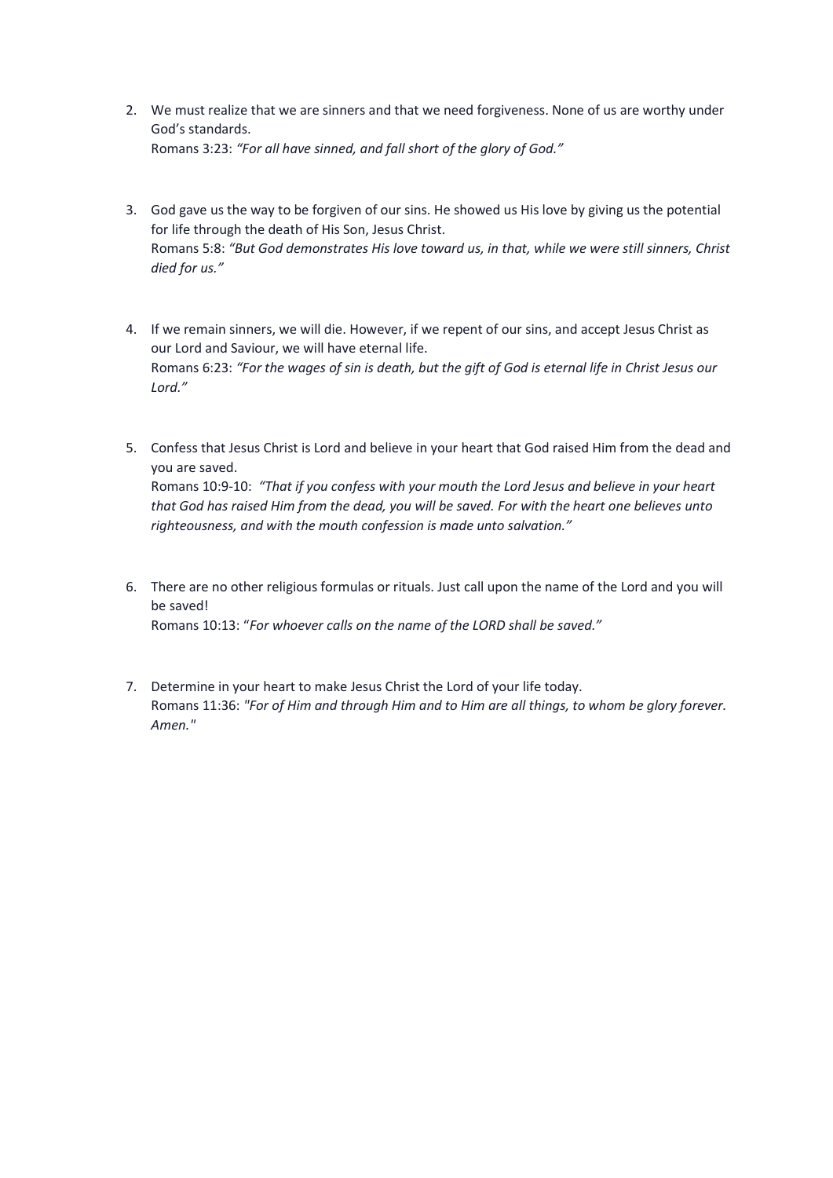2. We must realize that we are sinners and that we need forgiveness. None of us are worthy under God's standards.
   Romans 3:23: *"For all have sinned, and fall short of the glory of God."*

3. God gave us the way to be forgiven of our sins. He showed us His love by giving us the potential for life through the death of His Son, Jesus Christ.
   Romans 5:8: *"But God demonstrates His love toward us, in that, while we were still sinners, Christ died for us."*

4. If we remain sinners, we will die. However, if we repent of our sins, and accept Jesus Christ as our Lord and Saviour, we will have eternal life.
   Romans 6:23: *"For the wages of sin is death, but the gift of God is eternal life in Christ Jesus our Lord."*

5. Confess that Jesus Christ is Lord and believe in your heart that God raised Him from the dead and you are saved.
   Romans 10:9-10: *"That if you confess with your mouth the Lord Jesus and believe in your heart that God has raised Him from the dead, you will be saved. For with the heart one believes unto righteousness, and with the mouth confession is made unto salvation."*

6. There are no other religious formulas or rituals. Just call upon the name of the Lord and you will be saved!
   Romans 10:13: "*For whoever calls on the name of the LORD shall be saved."*

7. Determine in your heart to make Jesus Christ the Lord of your life today.
   Romans 11:36: *"For of Him and through Him and to Him are all things, to whom be glory forever. Amen."*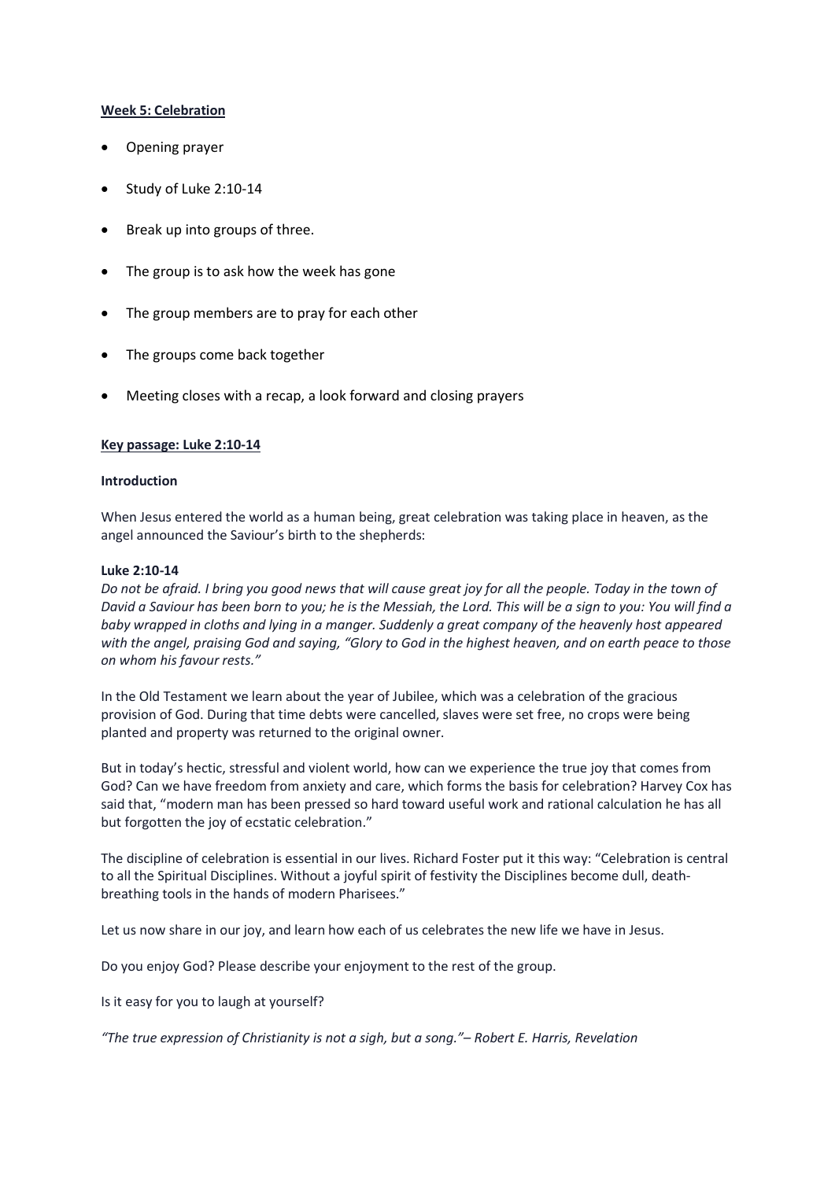**Week 5: Celebration**

- Opening prayer
- Study of Luke 2:10-14
- Break up into groups of three.
- The group is to ask how the week has gone
- The group members are to pray for each other
- The groups come back together
- Meeting closes with a recap, a look forward and closing prayers

**Key passage: Luke 2:10-14**

**Introduction**

When Jesus entered the world as a human being, great celebration was taking place in heaven, as the angel announced the Saviour's birth to the shepherds:

**Luke 2:10-14**

*Do not be afraid. I bring you good news that will cause great joy for all the people. Today in the town of David a Saviour has been born to you; he is the Messiah, the Lord. This will be a sign to you: You will find a baby wrapped in cloths and lying in a manger. Suddenly a great company of the heavenly host appeared with the angel, praising God and saying, "Glory to God in the highest heaven, and on earth peace to those on whom his favour rests."*

In the Old Testament we learn about the year of Jubilee, which was a celebration of the gracious provision of God. During that time debts were cancelled, slaves were set free, no crops were being planted and property was returned to the original owner.

But in today's hectic, stressful and violent world, how can we experience the true joy that comes from God? Can we have freedom from anxiety and care, which forms the basis for celebration? Harvey Cox has said that, "modern man has been pressed so hard toward useful work and rational calculation he has all but forgotten the joy of ecstatic celebration."

The discipline of celebration is essential in our lives. Richard Foster put it this way: "Celebration is central to all the Spiritual Disciplines. Without a joyful spirit of festivity the Disciplines become dull, death-breathing tools in the hands of modern Pharisees."

Let us now share in our joy, and learn how each of us celebrates the new life we have in Jesus.

Do you enjoy God? Please describe your enjoyment to the rest of the group.

Is it easy for you to laugh at yourself?

*"The true expression of Christianity is not a sigh, but a song."– Robert E. Harris, Revelation*